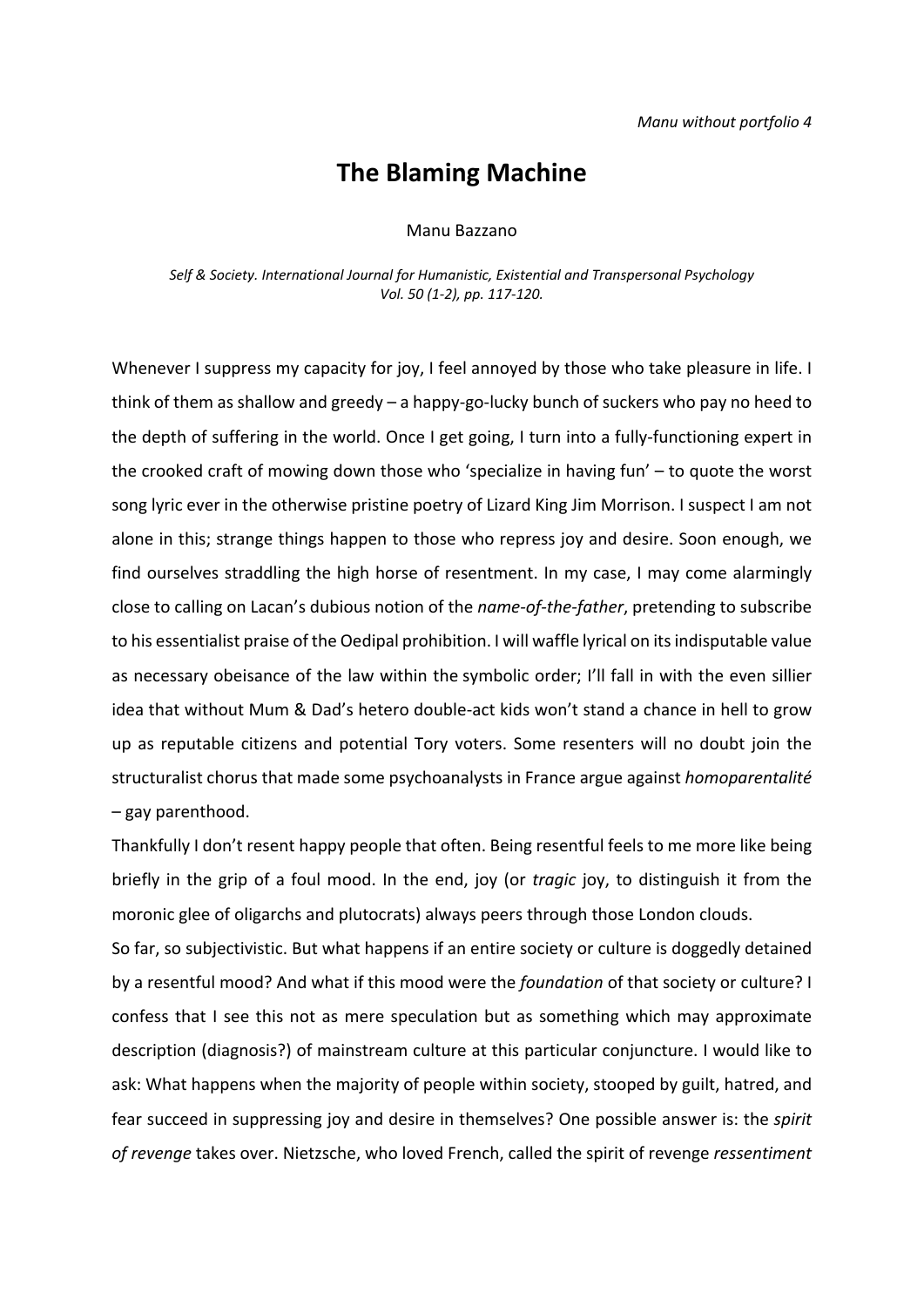*Manu without portfolio 4*

# The Blaming Machine

Manu Bazzano

*Self & Society. International Journal for Humanistic, Existential and Transpersonal Psychology Vol. 50 (1-2), pp. 117-120.*

Whenever I suppress my capacity for joy, I feel annoyed by those who take pleasure in life. I think of them as shallow and greedy – a happy-go-lucky bunch of suckers who pay no heed to the depth of suffering in the world. Once I get going, I turn into a fully-functioning expert in the crooked craft of mowing down those who 'specialize in having fun' – to quote the worst song lyric ever in the otherwise pristine poetry of Lizard King Jim Morrison. I suspect I am not alone in this; strange things happen to those who repress joy and desire. Soon enough, we find ourselves straddling the high horse of resentment. In my case, I may come alarmingly close to calling on Lacan's dubious notion of the *name-of-the-father*, pretending to subscribe to his essentialist praise of the Oedipal prohibition. I will waffle lyrical on its indisputable value as necessary obeisance of the law within the symbolic order; I'll fall in with the even sillier idea that without Mum & Dad's hetero double-act kids won't stand a chance in hell to grow up as reputable citizens and potential Tory voters. Some resenters will no doubt join the structuralist chorus that made some psychoanalysts in France argue against *homoparentalité* – gay parenthood.

Thankfully I don't resent happy people that often. Being resentful feels to me more like being briefly in the grip of a foul mood. In the end, joy (or *tragic* joy, to distinguish it from the moronic glee of oligarchs and plutocrats) always peers through those London clouds.

So far, so subjectivistic. But what happens if an entire society or culture is doggedly detained by a resentful mood? And what if this mood were the *foundation* of that society or culture? I confess that I see this not as mere speculation but as something which may approximate description (diagnosis?) of mainstream culture at this particular conjuncture. I would like to ask: What happens when the majority of people within society, stooped by guilt, hatred, and fear succeed in suppressing joy and desire in themselves? One possible answer is: the *spirit of revenge* takes over. Nietzsche, who loved French, called the spirit of revenge *ressentiment*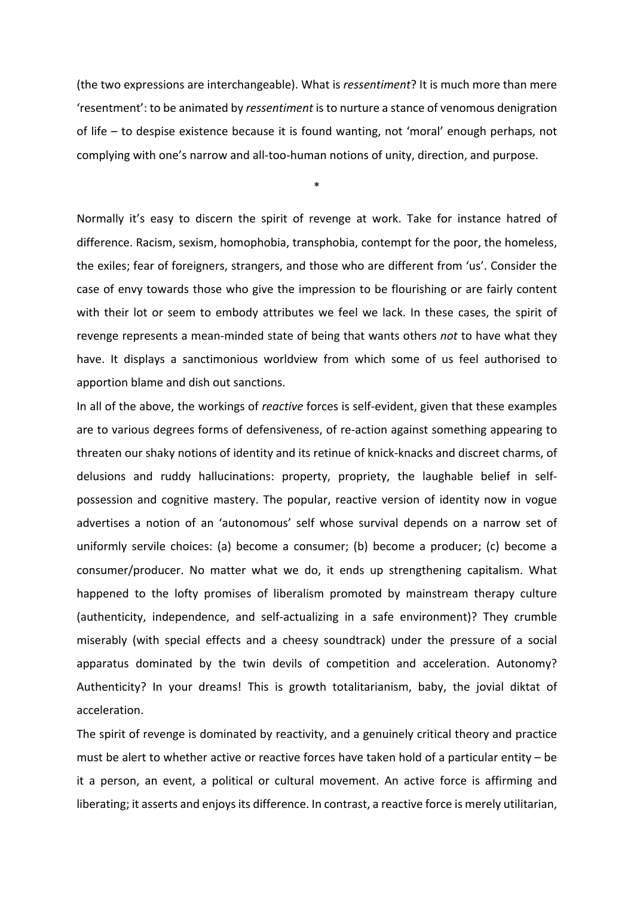(the two expressions are interchangeable). What is *ressentiment*? It is much more than mere 'resentment': to be animated by *ressentiment* is to nurture a stance of venomous denigration of life – to despise existence because it is found wanting, not 'moral' enough perhaps, not complying with one's narrow and all-too-human notions of unity, direction, and purpose.

*

Normally it's easy to discern the spirit of revenge at work. Take for instance hatred of difference. Racism, sexism, homophobia, transphobia, contempt for the poor, the homeless, the exiles; fear of foreigners, strangers, and those who are different from 'us'. Consider the case of envy towards those who give the impression to be flourishing or are fairly content with their lot or seem to embody attributes we feel we lack. In these cases, the spirit of revenge represents a mean-minded state of being that wants others *not* to have what they have. It displays a sanctimonious worldview from which some of us feel authorised to apportion blame and dish out sanctions.

In all of the above, the workings of *reactive* forces is self-evident, given that these examples are to various degrees forms of defensiveness, of re-action against something appearing to threaten our shaky notions of identity and its retinue of knick-knacks and discreet charms, of delusions and ruddy hallucinations: property, propriety, the laughable belief in self-possession and cognitive mastery. The popular, reactive version of identity now in vogue advertises a notion of an 'autonomous' self whose survival depends on a narrow set of uniformly servile choices: (a) become a consumer; (b) become a producer; (c) become a consumer/producer. No matter what we do, it ends up strengthening capitalism. What happened to the lofty promises of liberalism promoted by mainstream therapy culture (authenticity, independence, and self-actualizing in a safe environment)? They crumble miserably (with special effects and a cheesy soundtrack) under the pressure of a social apparatus dominated by the twin devils of competition and acceleration. Autonomy? Authenticity? In your dreams! This is growth totalitarianism, baby, the jovial diktat of acceleration.

The spirit of revenge is dominated by reactivity, and a genuinely critical theory and practice must be alert to whether active or reactive forces have taken hold of a particular entity – be it a person, an event, a political or cultural movement. An active force is affirming and liberating; it asserts and enjoys its difference. In contrast, a reactive force is merely utilitarian,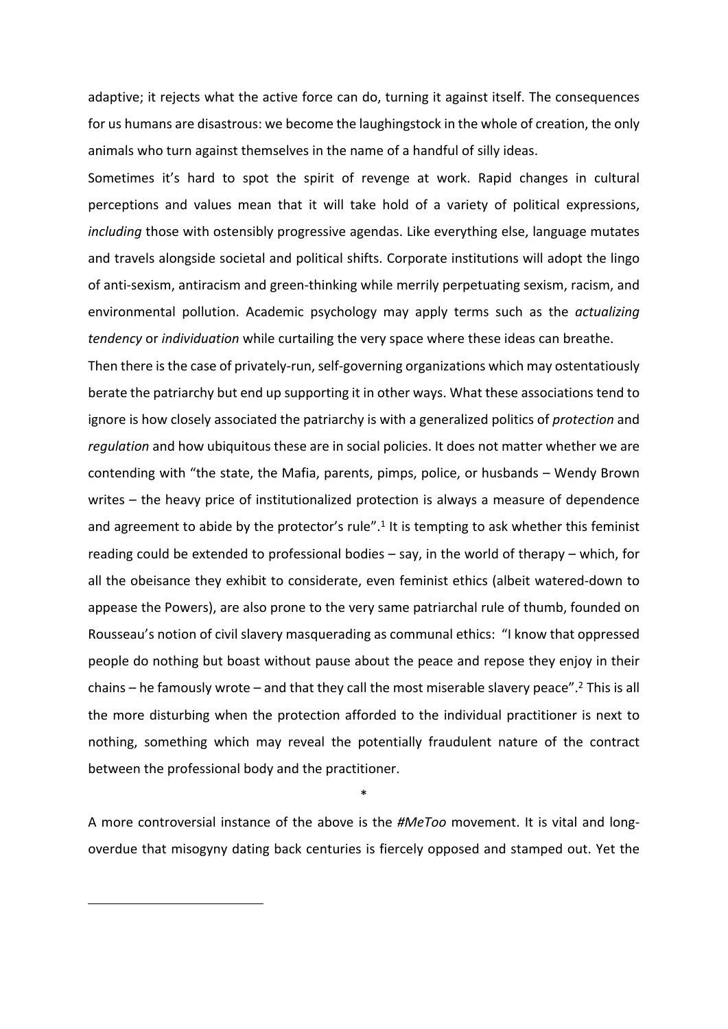adaptive; it rejects what the active force can do, turning it against itself. The consequences for us humans are disastrous: we become the laughingstock in the whole of creation, the only animals who turn against themselves in the name of a handful of silly ideas.

Sometimes it's hard to spot the spirit of revenge at work. Rapid changes in cultural perceptions and values mean that it will take hold of a variety of political expressions, *including* those with ostensibly progressive agendas. Like everything else, language mutates and travels alongside societal and political shifts. Corporate institutions will adopt the lingo of anti-sexism, antiracism and green-thinking while merrily perpetuating sexism, racism, and environmental pollution. Academic psychology may apply terms such as the *actualizing tendency* or *individuation* while curtailing the very space where these ideas can breathe.

Then there is the case of privately-run, self-governing organizations which may ostentatiously berate the patriarchy but end up supporting it in other ways. What these associations tend to ignore is how closely associated the patriarchy is with a generalized politics of *protection* and *regulation* and how ubiquitous these are in social policies. It does not matter whether we are contending with "the state, the Mafia, parents, pimps, police, or husbands – Wendy Brown writes – the heavy price of institutionalized protection is always a measure of dependence and agreement to abide by the protector's rule".[1] It is tempting to ask whether this feminist reading could be extended to professional bodies – say, in the world of therapy – which, for all the obeisance they exhibit to considerate, even feminist ethics (albeit watered-down to appease the Powers), are also prone to the very same patriarchal rule of thumb, founded on Rousseau's notion of civil slavery masquerading as communal ethics: "I know that oppressed people do nothing but boast without pause about the peace and repose they enjoy in their chains – he famously wrote – and that they call the most miserable slavery peace".[2] This is all the more disturbing when the protection afforded to the individual practitioner is next to nothing, something which may reveal the potentially fraudulent nature of the contract between the professional body and the practitioner.

*

A more controversial instance of the above is the *#MeToo* movement. It is vital and long-overdue that misogyny dating back centuries is fiercely opposed and stamped out. Yet the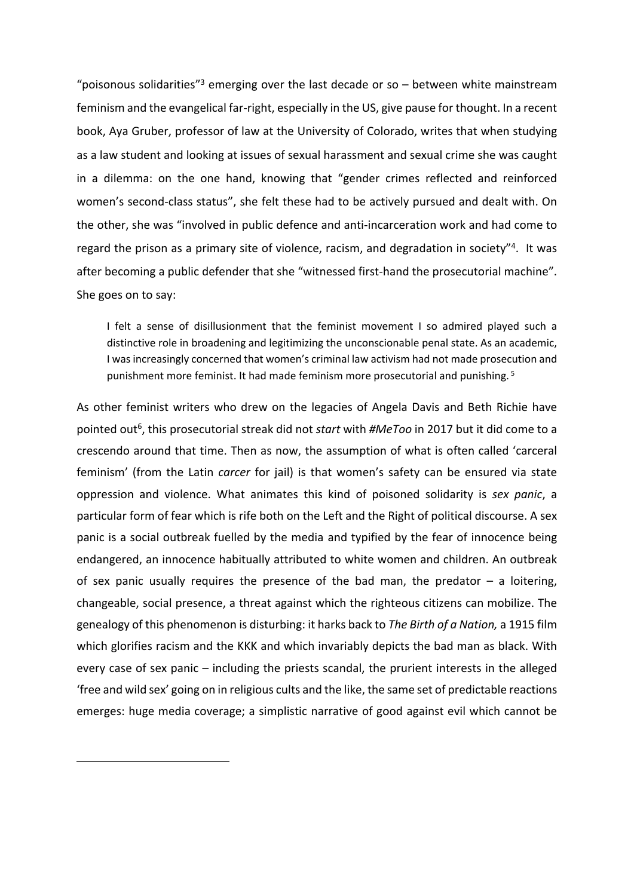"poisonous solidarities"[3] emerging over the last decade or so – between white mainstream feminism and the evangelical far-right, especially in the US, give pause for thought. In a recent book, Aya Gruber, professor of law at the University of Colorado, writes that when studying as a law student and looking at issues of sexual harassment and sexual crime she was caught in a dilemma: on the one hand, knowing that "gender crimes reflected and reinforced women's second-class status", she felt these had to be actively pursued and dealt with. On the other, she was "involved in public defence and anti-incarceration work and had come to regard the prison as a primary site of violence, racism, and degradation in society"[4]. It was after becoming a public defender that she "witnessed first-hand the prosecutorial machine". She goes on to say:

> I felt a sense of disillusionment that the feminist movement I so admired played such a distinctive role in broadening and legitimizing the unconscionable penal state. As an academic, I was increasingly concerned that women's criminal law activism had not made prosecution and punishment more feminist. It had made feminism more prosecutorial and punishing.[5]

As other feminist writers who drew on the legacies of Angela Davis and Beth Richie have pointed out[6], this prosecutorial streak did not *start* with *#MeToo* in 2017 but it did come to a crescendo around that time. Then as now, the assumption of what is often called 'carceral feminism' (from the Latin *carcer* for jail) is that women's safety can be ensured via state oppression and violence. What animates this kind of poisoned solidarity is *sex panic*, a particular form of fear which is rife both on the Left and the Right of political discourse. A sex panic is a social outbreak fuelled by the media and typified by the fear of innocence being endangered, an innocence habitually attributed to white women and children. An outbreak of sex panic usually requires the presence of the bad man, the predator – a loitering, changeable, social presence, a threat against which the righteous citizens can mobilize. The genealogy of this phenomenon is disturbing: it harks back to *The Birth of a Nation,* a 1915 film which glorifies racism and the KKK and which invariably depicts the bad man as black. With every case of sex panic – including the priests scandal, the prurient interests in the alleged 'free and wild sex' going on in religious cults and the like, the same set of predictable reactions emerges: huge media coverage; a simplistic narrative of good against evil which cannot be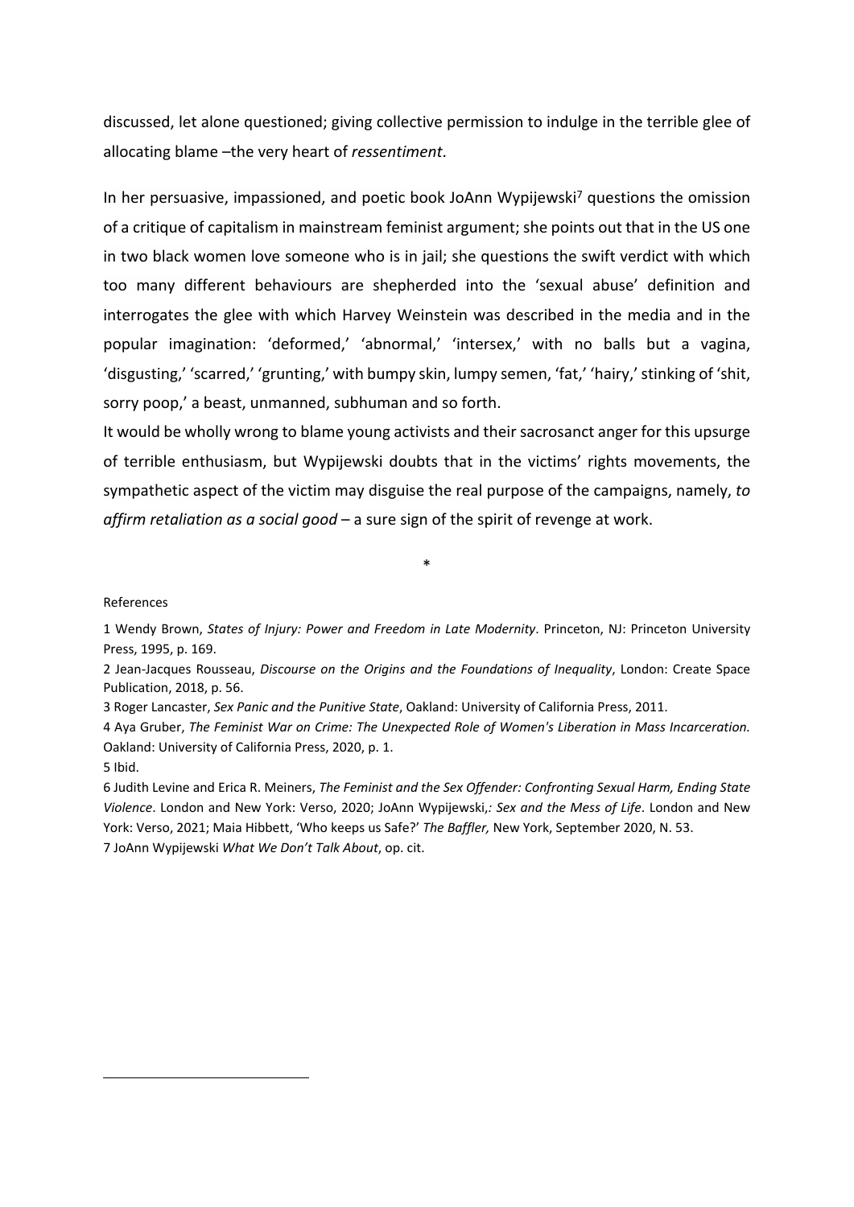discussed, let alone questioned; giving collective permission to indulge in the terrible glee of allocating blame –the very heart of *ressentiment*.

In her persuasive, impassioned, and poetic book JoAnn Wypijewski[7] questions the omission of a critique of capitalism in mainstream feminist argument; she points out that in the US one in two black women love someone who is in jail; she questions the swift verdict with which too many different behaviours are shepherded into the 'sexual abuse' definition and interrogates the glee with which Harvey Weinstein was described in the media and in the popular imagination: 'deformed,' 'abnormal,' 'intersex,' with no balls but a vagina, 'disgusting,' 'scarred,' 'grunting,' with bumpy skin, lumpy semen, 'fat,' 'hairy,' stinking of 'shit, sorry poop,' a beast, unmanned, subhuman and so forth.

It would be wholly wrong to blame young activists and their sacrosanct anger for this upsurge of terrible enthusiasm, but Wypijewski doubts that in the victims' rights movements, the sympathetic aspect of the victim may disguise the real purpose of the campaigns, namely, *to affirm retaliation as a social good* – a sure sign of the spirit of revenge at work.

*

References

1 Wendy Brown, *States of Injury: Power and Freedom in Late Modernity*. Princeton, NJ: Princeton University Press, 1995, p. 169.

2 Jean-Jacques Rousseau, *Discourse on the Origins and the Foundations of Inequality*, London: Create Space Publication, 2018, p. 56.

3 Roger Lancaster, *Sex Panic and the Punitive State*, Oakland: University of California Press, 2011.

4 Aya Gruber, *The Feminist War on Crime: The Unexpected Role of Women's Liberation in Mass Incarceration.* Oakland: University of California Press, 2020, p. 1.

5 Ibid.

6 Judith Levine and Erica R. Meiners, *The Feminist and the Sex Offender: Confronting Sexual Harm, Ending State Violence*. London and New York: Verso, 2020; JoAnn Wypijewski,*: Sex and the Mess of Life*. London and New York: Verso, 2021; Maia Hibbett, 'Who keeps us Safe?' *The Baffler,* New York, September 2020, N. 53.

7 JoAnn Wypijewski *What We Don't Talk About*, op. cit.